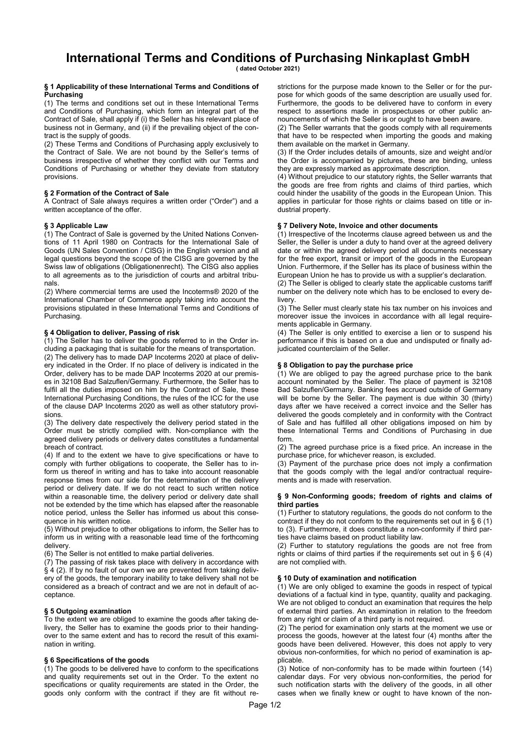# International Terms and Conditions of Purchasing Ninkaplast GmbH

**( dated October 2021)**

### § 1 Applicability of these International Terms and Conditions of Purchasing

(1) The terms and conditions set out in these International Terms and Conditions of Purchasing, which form an integral part of the Contract of Sale, shall apply if (i) the Seller has his relevant place of business not in Germany, and (ii) if the prevailing object of the contract is the supply of goods.

(2) These Terms and Conditions of Purchasing apply exclusively to the Contract of Sale. We are not bound by the Seller's terms of business irrespective of whether they conflict with our Terms and Conditions of Purchasing or whether they deviate from statutory provisions.

### § 2 Formation of the Contract of Sale

A Contract of Sale always requires a written order ("Order") and a written acceptance of the offer.

### § 3 Applicable Law

(1) The Contract of Sale is governed by the United Nations Conventions of 11 April 1980 on Contracts for the International Sale of Goods (UN Sales Convention / CISG) in the English version and all legal questions beyond the scope of the CISG are governed by the Swiss law of obligations (Obligationenrecht). The CISG also applies to all agreements as to the jurisdiction of courts and arbitral tribunals.

(2) Where commercial terms are used the Incoterms® 2020 of the International Chamber of Commerce apply taking into account the provisions stipulated in these International Terms and Conditions of Purchasing.

### § 4 Obligation to deliver, Passing of risk

(1) The Seller has to deliver the goods referred to in the Order including a packaging that is suitable for the means of transportation.

(2) The delivery has to made DAP Incoterms 2020 at place of delivery indicated in the Order. If no place of delivery is indicated in the Order, delivery has to be made DAP Incoterms 2020 at our premises in 32108 Bad Salzuflen/Germany. Furthermore, the Seller has to fulfil all the duties imposed on him by the Contract of Sale, these International Purchasing Conditions, the rules of the ICC for the use of the clause DAP Incoterms 2020 as well as other statutory provisions.

(3) The delivery date respectively the delivery period stated in the Order must be strictly complied with. Non-compliance with the agreed delivery periods or delivery dates constitutes a fundamental breach of contract.

(4) If and to the extent we have to give specifications or have to comply with further obligations to cooperate, the Seller has to inform us thereof in writing and has to take into account reasonable response times from our side for the determination of the delivery period or delivery date. If we do not react to such written notice within a reasonable time, the delivery period or delivery date shall not be extended by the time which has elapsed after the reasonable notice period, unless the Seller has informed us about this consequence in his written notice.

(5) Without prejudice to other obligations to inform, the Seller has to inform us in writing with a reasonable lead time of the forthcoming delivery.

(6) The Seller is not entitled to make partial deliveries.

(7) The passing of risk takes place with delivery in accordance with § 4 (2). If by no fault of our own we are prevented from taking delivery of the goods, the temporary inability to take delivery shall not be considered as a breach of contract and we are not in default of acceptance.

### § 5 Outgoing examination

To the extent we are obliged to examine the goods after taking delivery, the Seller has to examine the goods prior to their handing-over to the same extent and has to record the result of this examination in writing.

### § 6 Specifications of the goods

(1) The goods to be delivered have to conform to the specifications and quality requirements set out in the Order. To the extent no specifications or quality requirements are stated in the Order, the goods only conform with the contract if they are fit without restrictions for the purpose made known to the Seller or for the purpose for which goods of the same description are usually used for. Furthermore, the goods to be delivered have to conform in every respect to assertions made in prospectuses or other public announcements of which the Seller is or ought to have been aware.

(2) The Seller warrants that the goods comply with all requirements that have to be respected when importing the goods and making them available on the market in Germany.

(3) If the Order includes details of amounts, size and weight and/or the Order is accompanied by pictures, these are binding, unless they are expressly marked as approximate description.

(4) Without prejudice to our statutory rights, the Seller warrants that the goods are free from rights and claims of third parties, which could hinder the usability of the goods in the European Union. This applies in particular for those rights or claims based on title or industrial property.

### § 7 Delivery Note, Invoice and other documents

(1) Irrespective of the Incoterms clause agreed between us and the Seller, the Seller is under a duty to hand over at the agreed delivery date or within the agreed delivery period all documents necessary for the free export, transit or import of the goods in the European Union. Furthermore, if the Seller has its place of business within the European Union he has to provide us with a supplier's declaration.

(2) The Seller is obliged to clearly state the applicable customs tariff number on the delivery note which has to be enclosed to every delivery.

(3) The Seller must clearly state his tax number on his invoices and moreover issue the invoices in accordance with all legal requirements applicable in Germany.

(4) The Seller is only entitled to exercise a lien or to suspend his performance if this is based on a due and undisputed or finally adjudicated counterclaim of the Seller.

### § 8 Obligation to pay the purchase price

(1) We are obliged to pay the agreed purchase price to the bank account nominated by the Seller. The place of payment is 32108 Bad Salzuflen/Germany. Banking fees accrued outside of Germany will be borne by the Seller. The payment is due within 30 (thirty) days after we have received a correct invoice and the Seller has delivered the goods completely and in conformity with the Contract of Sale and has fulfilled all other obligations imposed on him by these International Terms and Conditions of Purchasing in due form.

(2) The agreed purchase price is a fixed price. An increase in the purchase price, for whichever reason, is excluded.

(3) Payment of the purchase price does not imply a confirmation that the goods comply with the legal and/or contractual requirements and is made with reservation.

### § 9 Non-Conforming goods; freedom of rights and claims of third parties

(1) Further to statutory regulations, the goods do not conform to the contract if they do not conform to the requirements set out in § 6 (1) to (3). Furthermore, it does constitute a non-conformity if third parties have claims based on product liability law.

(2) Further to statutory regulations the goods are not free from rights or claims of third parties if the requirements set out in § 6 (4) are not complied with.

### § 10 Duty of examination and notification

(1) We are only obliged to examine the goods in respect of typical deviations of a factual kind in type, quantity, quality and packaging. We are not obliged to conduct an examination that requires the help of external third parties. An examination in relation to the freedom from any right or claim of a third party is not required.

(2) The period for examination only starts at the moment we use or process the goods, however at the latest four (4) months after the goods have been delivered. However, this does not apply to very obvious non-conformities, for which no period of examination is applicable.

(3) Notice of non-conformity has to be made within fourteen (14) calendar days. For very obvious non-conformities, the period for such notification starts with the delivery of the goods, in all other cases when we finally knew or ought to have known of the non-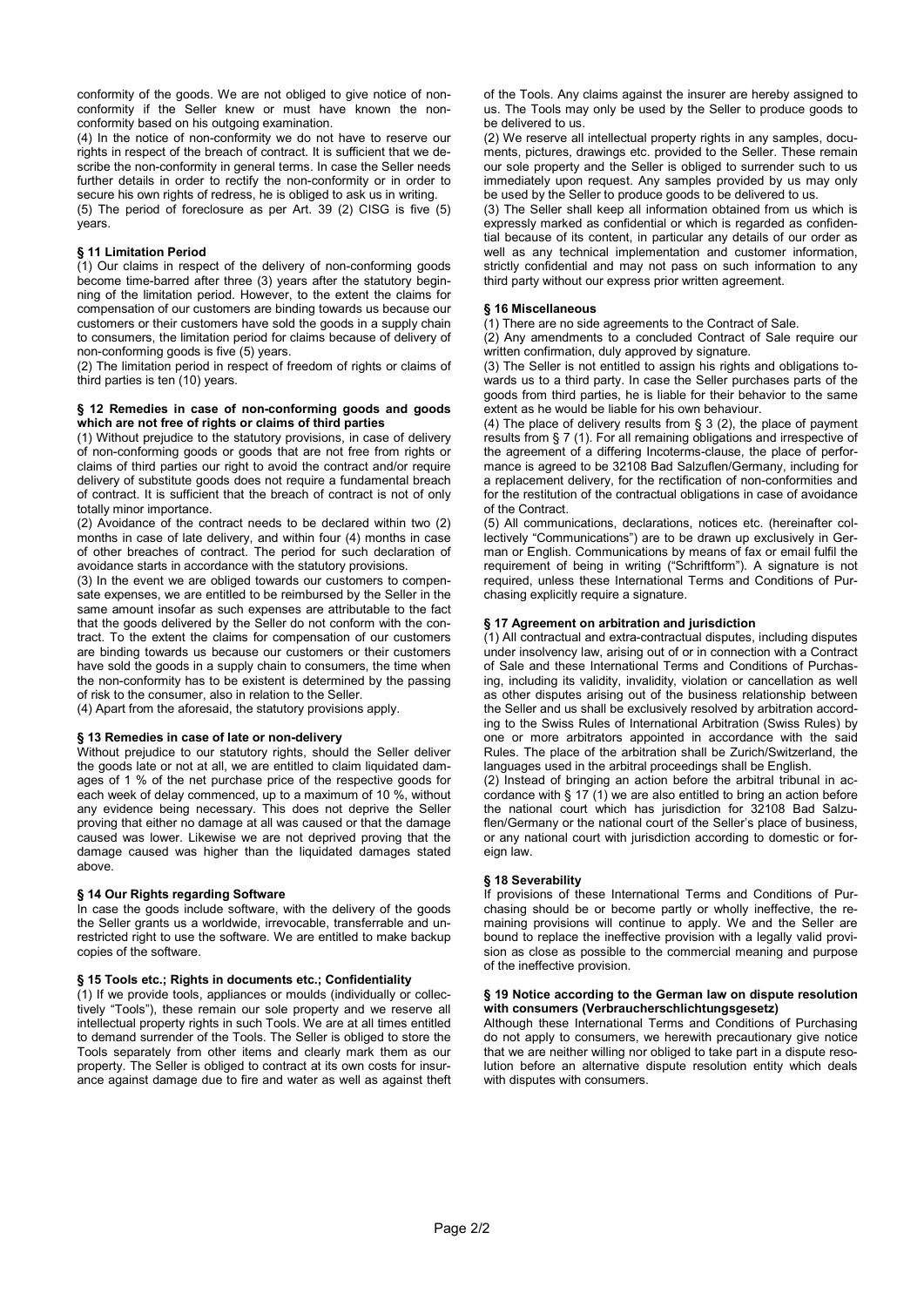conformity of the goods. We are not obliged to give notice of non-conformity if the Seller knew or must have known the non-conformity based on his outgoing examination.

(4) In the notice of non-conformity we do not have to reserve our rights in respect of the breach of contract. It is sufficient that we describe the non-conformity in general terms. In case the Seller needs further details in order to rectify the non-conformity or in order to secure his own rights of redress, he is obliged to ask us in writing.

(5) The period of foreclosure as per Art. 39 (2) CISG is five (5) years.

**§ 11 Limitation Period**

(1) Our claims in respect of the delivery of non-conforming goods become time-barred after three (3) years after the statutory beginning of the limitation period. However, to the extent the claims for compensation of our customers are binding towards us because our customers or their customers have sold the goods in a supply chain to consumers, the limitation period for claims because of delivery of non-conforming goods is five (5) years.

(2) The limitation period in respect of freedom of rights or claims of third parties is ten (10) years.

**§ 12 Remedies in case of non-conforming goods and goods which are not free of rights or claims of third parties**

(1) Without prejudice to the statutory provisions, in case of delivery of non-conforming goods or goods that are not free from rights or claims of third parties our right to avoid the contract and/or require delivery of substitute goods does not require a fundamental breach of contract. It is sufficient that the breach of contract is not of only totally minor importance.

(2) Avoidance of the contract needs to be declared within two (2) months in case of late delivery, and within four (4) months in case of other breaches of contract. The period for such declaration of avoidance starts in accordance with the statutory provisions.

(3) In the event we are obliged towards our customers to compensate expenses, we are entitled to be reimbursed by the Seller in the same amount insofar as such expenses are attributable to the fact that the goods delivered by the Seller do not conform with the contract. To the extent the claims for compensation of our customers are binding towards us because our customers or their customers have sold the goods in a supply chain to consumers, the time when the non-conformity has to be existent is determined by the passing of risk to the consumer, also in relation to the Seller.

(4) Apart from the aforesaid, the statutory provisions apply.

**§ 13 Remedies in case of late or non-delivery**

Without prejudice to our statutory rights, should the Seller deliver the goods late or not at all, we are entitled to claim liquidated damages of 1 % of the net purchase price of the respective goods for each week of delay commenced, up to a maximum of 10 %, without any evidence being necessary. This does not deprive the Seller proving that either no damage at all was caused or that the damage caused was lower. Likewise we are not deprived proving that the damage caused was higher than the liquidated damages stated above.

**§ 14 Our Rights regarding Software**

In case the goods include software, with the delivery of the goods the Seller grants us a worldwide, irrevocable, transferrable and unrestricted right to use the software. We are entitled to make backup copies of the software.

**§ 15 Tools etc.; Rights in documents etc.; Confidentiality**

(1) If we provide tools, appliances or moulds (individually or collectively "Tools"), these remain our sole property and we reserve all intellectual property rights in such Tools. We are at all times entitled to demand surrender of the Tools. The Seller is obliged to store the Tools separately from other items and clearly mark them as our property. The Seller is obliged to contract at its own costs for insurance against damage due to fire and water as well as against theft of the Tools. Any claims against the insurer are hereby assigned to us. The Tools may only be used by the Seller to produce goods to be delivered to us.

(2) We reserve all intellectual property rights in any samples, documents, pictures, drawings etc. provided to the Seller. These remain our sole property and the Seller is obliged to surrender such to us immediately upon request. Any samples provided by us may only be used by the Seller to produce goods to be delivered to us.

(3) The Seller shall keep all information obtained from us which is expressly marked as confidential or which is regarded as confidential because of its content, in particular any details of our order as well as any technical implementation and customer information, strictly confidential and may not pass on such information to any third party without our express prior written agreement.

**§ 16 Miscellaneous**

(1) There are no side agreements to the Contract of Sale.

(2) Any amendments to a concluded Contract of Sale require our written confirmation, duly approved by signature.

(3) The Seller is not entitled to assign his rights and obligations towards us to a third party. In case the Seller purchases parts of the goods from third parties, he is liable for their behavior to the same extent as he would be liable for his own behaviour.

(4) The place of delivery results from § 3 (2), the place of payment results from § 7 (1). For all remaining obligations and irrespective of the agreement of a differing Incoterms-clause, the place of performance is agreed to be 32108 Bad Salzuflen/Germany, including for a replacement delivery, for the rectification of non-conformities and for the restitution of the contractual obligations in case of avoidance of the Contract.

(5) All communications, declarations, notices etc. (hereinafter collectively "Communications") are to be drawn up exclusively in German or English. Communications by means of fax or email fulfil the requirement of being in writing ("Schriftform"). A signature is not required, unless these International Terms and Conditions of Purchasing explicitly require a signature.

**§ 17 Agreement on arbitration and jurisdiction**

(1) All contractual and extra-contractual disputes, including disputes under insolvency law, arising out of or in connection with a Contract of Sale and these International Terms and Conditions of Purchasing, including its validity, invalidity, violation or cancellation as well as other disputes arising out of the business relationship between the Seller and us shall be exclusively resolved by arbitration according to the Swiss Rules of International Arbitration (Swiss Rules) by one or more arbitrators appointed in accordance with the said Rules. The place of the arbitration shall be Zurich/Switzerland, the languages used in the arbitral proceedings shall be English.

(2) Instead of bringing an action before the arbitral tribunal in accordance with § 17 (1) we are also entitled to bring an action before the national court which has jurisdiction for 32108 Bad Salzuflen/Germany or the national court of the Seller's place of business, or any national court with jurisdiction according to domestic or foreign law.

**§ 18 Severability**

If provisions of these International Terms and Conditions of Purchasing should be or become partly or wholly ineffective, the remaining provisions will continue to apply. We and the Seller are bound to replace the ineffective provision with a legally valid provision as close as possible to the commercial meaning and purpose of the ineffective provision.

**§ 19 Notice according to the German law on dispute resolution with consumers (Verbraucherschlichtungsgesetz)**

Although these International Terms and Conditions of Purchasing do not apply to consumers, we herewith precautionary give notice that we are neither willing nor obliged to take part in a dispute resolution before an alternative dispute resolution entity which deals with disputes with consumers.